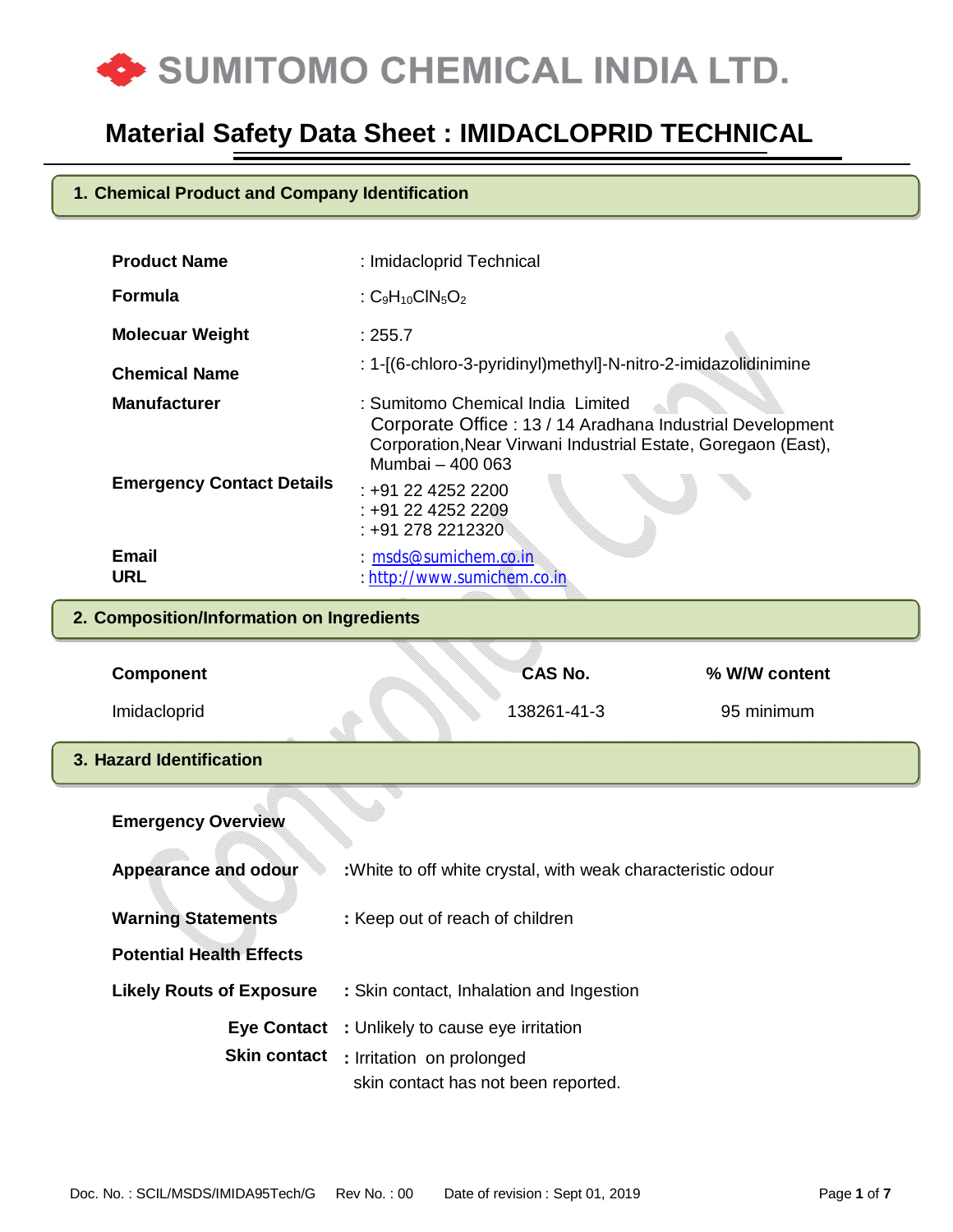# SUMITOMO CHEMICAL INDIA LTD.

# Material Safety Data Sheet : IMIDACLOPRID TECHNICAL

## 1. Chemical Product and Company Identification

| | |
|---|---|
| **Product Name** | : Imidacloprid Technical |
| **Formula** | : $C_9H_{10}ClN_5O_2$ |
| **Molecuar Weight** | : 255.7 |
| **Chemical Name** | : 1-[(6-chloro-3-pyridinyl)methyl]-N-nitro-2-imidazolidinimine |
| **Manufacturer** | : Sumitomo Chemical India Limited<br>Corporate Office : 13 / 14 Aradhana Industrial Development Corporation,Near Virwani Industrial Estate, Goregaon (East), Mumbai – 400 063 |
| **Emergency Contact Details** | : +91 22 4252 2200<br>: +91 22 4252 2209<br>: +91 278 2212320 |
| **Email** | : msds@sumichem.co.in |
| **URL** | : http://www.sumichem.co.in |

## 2. Composition/Information on Ingredients

| Component | CAS No. | % W/W content |
|---|---|---|
| Imidacloprid | 138261-41-3 | 95 minimum |

## 3. Hazard Identification

**Emergency Overview**

**Appearance and odour** :White to off white crystal, with weak characteristic odour

**Warning Statements** : Keep out of reach of children

**Potential Health Effects**

**Likely Routs of Exposure** : Skin contact, Inhalation and Ingestion

**Eye Contact** : Unlikely to cause eye irritation

**Skin contact** : Irritation on prolonged skin contact has not been reported.

Doc. No. : SCIL/MSDS/IMIDA95Tech/G Rev No. : 00 Date of revision : Sept 01, 2019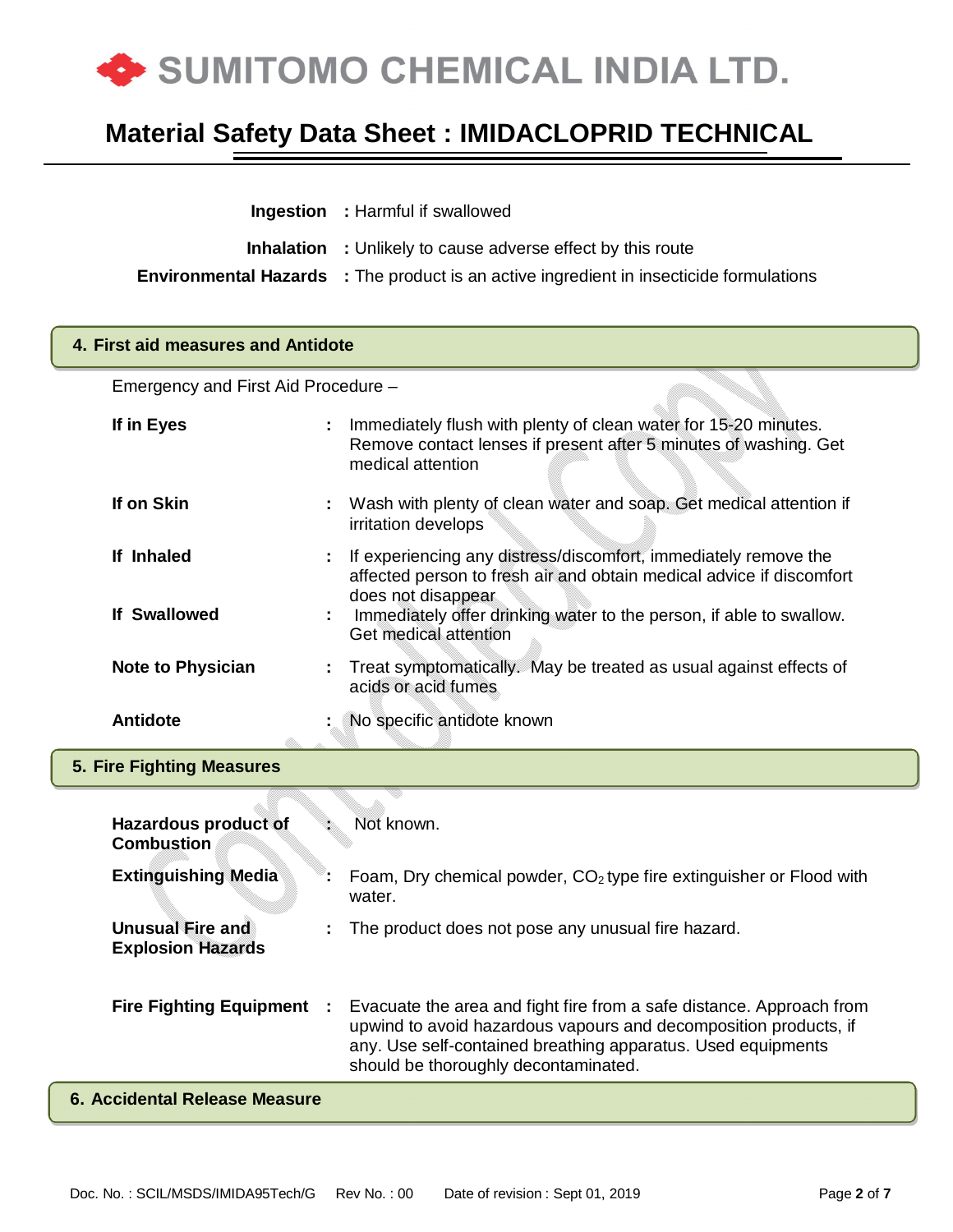**Ingestion** : Harmful if swallowed

**Inhalation** : Unlikely to cause adverse effect by this route

**Environmental Hazards** : The product is an active ingredient in insecticide formulations

## 4. First aid measures and Antidote

Emergency and First Aid Procedure –

**If in Eyes** : Immediately flush with plenty of clean water for 15-20 minutes. Remove contact lenses if present after 5 minutes of washing. Get medical attention

**If on Skin** : Wash with plenty of clean water and soap. Get medical attention if irritation develops

**If Inhaled** : If experiencing any distress/discomfort, immediately remove the affected person to fresh air and obtain medical advice if discomfort does not disappear

**If Swallowed** : Immediately offer drinking water to the person, if able to swallow. Get medical attention

**Note to Physician** : Treat symptomatically. May be treated as usual against effects of acids or acid fumes

**Antidote** : No specific antidote known

## 5. Fire Fighting Measures

**Hazardous product of Combustion** : Not known.

**Extinguishing Media** : Foam, Dry chemical powder, $CO_2$ type fire extinguisher or Flood with water.

**Unusual Fire and Explosion Hazards** : The product does not pose any unusual fire hazard.

**Fire Fighting Equipment** : Evacuate the area and fight fire from a safe distance. Approach from upwind to avoid hazardous vapours and decomposition products, if any. Use self-contained breathing apparatus. Used equipments should be thoroughly decontaminated.

## 6. Accidental Release Measure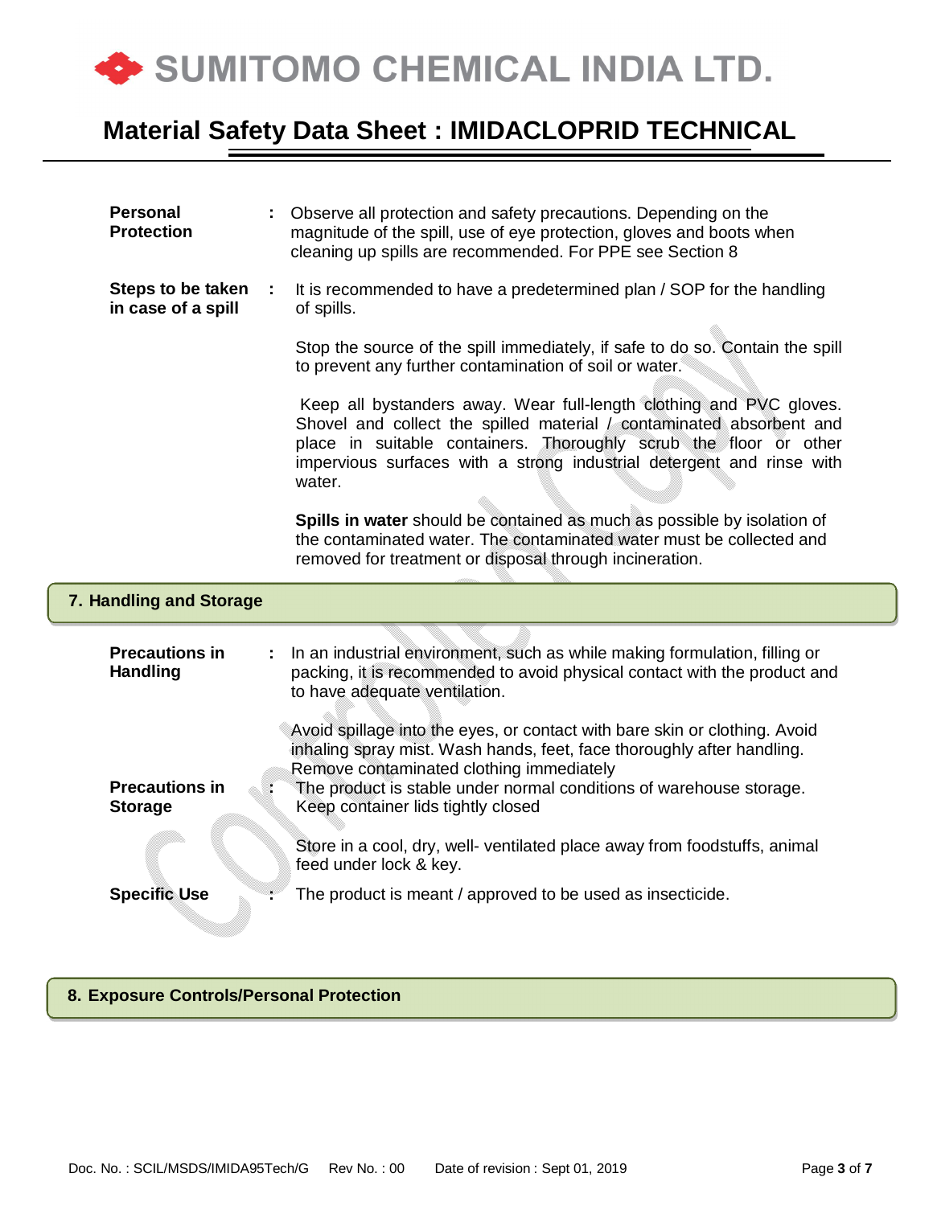**Personal Protection** : Observe all protection and safety precautions. Depending on the magnitude of the spill, use of eye protection, gloves and boots when cleaning up spills are recommended. For PPE see Section 8

**Steps to be taken in case of a spill** : It is recommended to have a predetermined plan / SOP for the handling of spills.

Stop the source of the spill immediately, if safe to do so. Contain the spill to prevent any further contamination of soil or water.

Keep all bystanders away. Wear full-length clothing and PVC gloves. Shovel and collect the spilled material / contaminated absorbent and place in suitable containers. Thoroughly scrub the floor or other impervious surfaces with a strong industrial detergent and rinse with water.

**Spills in water** should be contained as much as possible by isolation of the contaminated water. The contaminated water must be collected and removed for treatment or disposal through incineration.

## 7. Handling and Storage

**Precautions in Handling** : In an industrial environment, such as while making formulation, filling or packing, it is recommended to avoid physical contact with the product and to have adequate ventilation.

Avoid spillage into the eyes, or contact with bare skin or clothing. Avoid inhaling spray mist. Wash hands, feet, face thoroughly after handling. Remove contaminated clothing immediately

**Precautions in Storage** : The product is stable under normal conditions of warehouse storage. Keep container lids tightly closed

Store in a cool, dry, well- ventilated place away from foodstuffs, animal feed under lock & key.

**Specific Use** : The product is meant / approved to be used as insecticide.

## 8. Exposure Controls/Personal Protection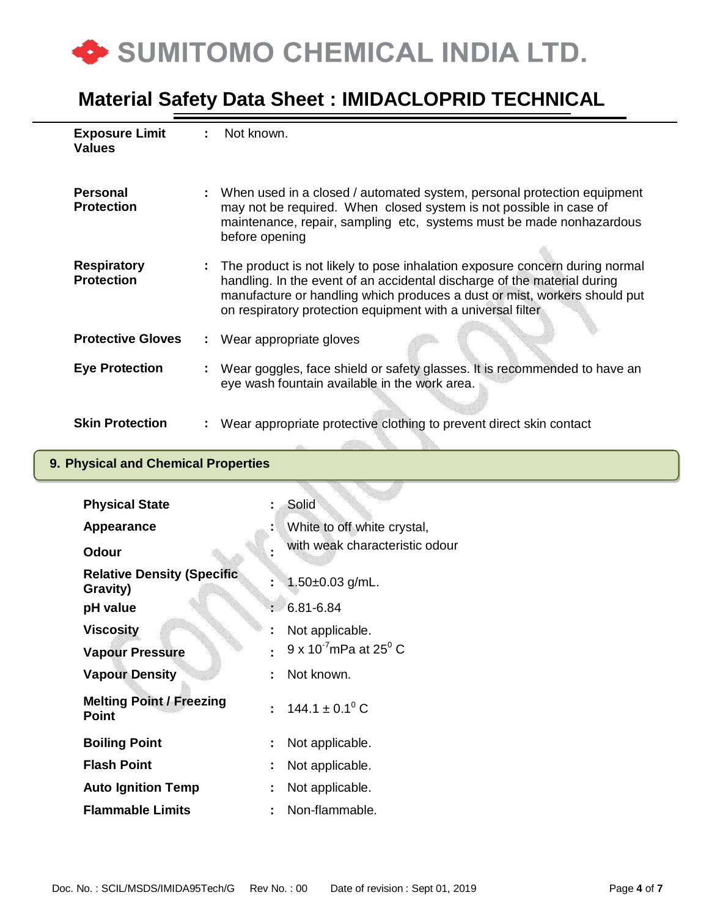| | | |
|---|---|---|
| **Exposure Limit Values** | : | Not known. |
| **Personal Protection** | : | When used in a closed / automated system, personal protection equipment may not be required. When closed system is not possible in case of maintenance, repair, sampling etc, systems must be made nonhazardous before opening |
| **Respiratory Protection** | : | The product is not likely to pose inhalation exposure concern during normal handling. In the event of an accidental discharge of the material during manufacture or handling which produces a dust or mist, workers should put on respiratory protection equipment with a universal filter |
| **Protective Gloves** | : | Wear appropriate gloves |
| **Eye Protection** | : | Wear goggles, face shield or safety glasses. It is recommended to have an eye wash fountain available in the work area. |
| **Skin Protection** | : | Wear appropriate protective clothing to prevent direct skin contact |

## 9. Physical and Chemical Properties

| | | |
|---|---|---|
| **Physical State** | : | Solid |
| **Appearance** | : | White to off white crystal, |
| **Odour** | : | with weak characteristic odour |
| **Relative Density (Specific Gravity)** | : | 1.50±0.03 g/mL. |
| **pH value** | : | 6.81-6.84 |
| **Viscosity** | : | Not applicable. |
| **Vapour Pressure** | : | $9 \times 10^{-7}$mPa at $25^{0}$ C |
| **Vapour Density** | : | Not known. |
| **Melting Point / Freezing Point** | : | $144.1 \pm 0.1^{0}$ C |
| **Boiling Point** | : | Not applicable. |
| **Flash Point** | : | Not applicable. |
| **Auto Ignition Temp** | : | Not applicable. |
| **Flammable Limits** | : | Non-flammable. |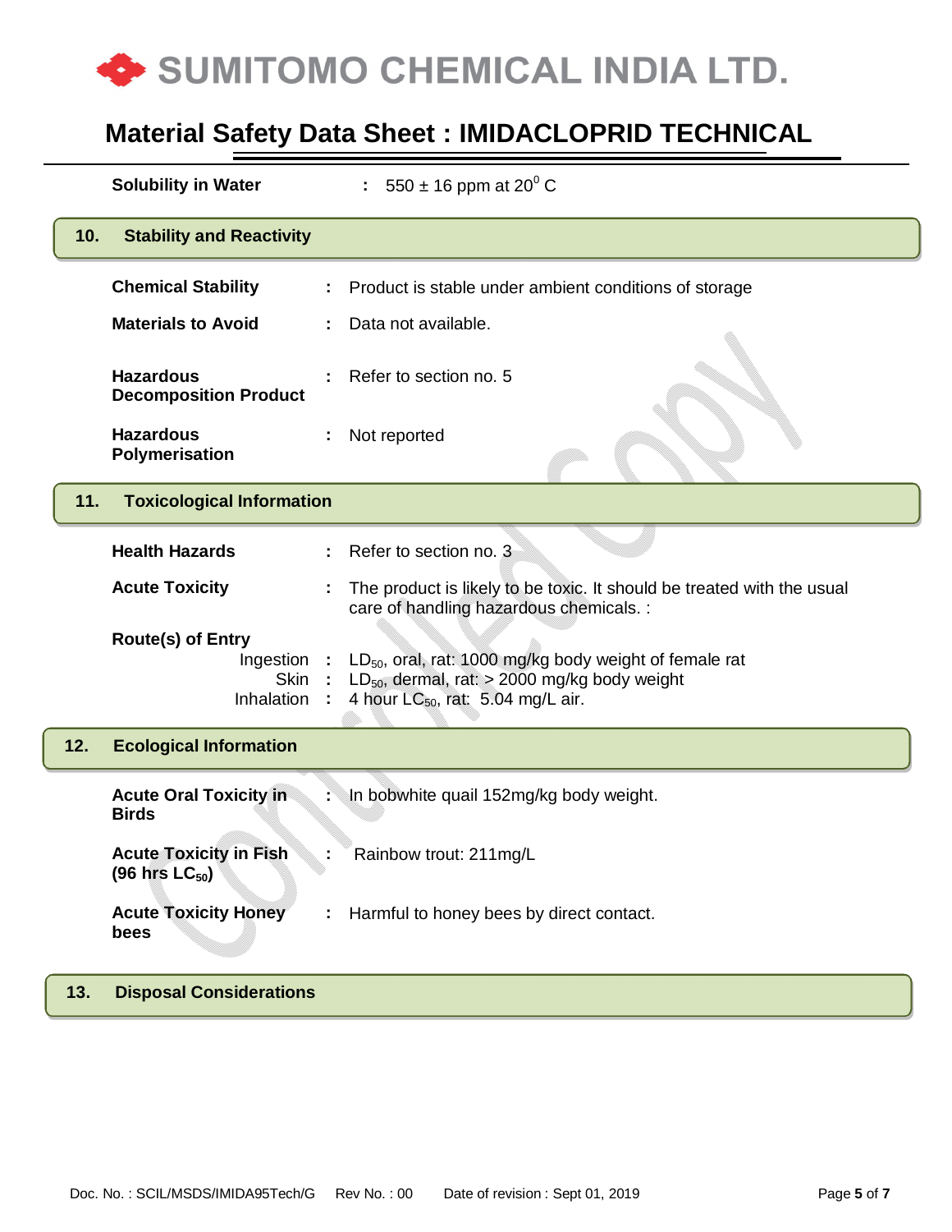**Solubility in Water** : 550 ± 16 ppm at $20^0$ C

## 10. Stability and Reactivity

**Chemical Stability** : Product is stable under ambient conditions of storage

**Materials to Avoid** : Data not available.

**Hazardous Decomposition Product** : Refer to section no. 5

**Hazardous Polymerisation** : Not reported

## 11. Toxicological Information

**Health Hazards** : Refer to section no. 3

**Acute Toxicity** : The product is likely to be toxic. It should be treated with the usual care of handling hazardous chemicals. :

**Route(s) of Entry**

- Ingestion : $LD_{50}$, oral, rat: 1000 mg/kg body weight of female rat
- Skin : $LD_{50}$, dermal, rat: > 2000 mg/kg body weight
- Inhalation : 4 hour $LC_{50}$, rat: 5.04 mg/L air.

## 12. Ecological Information

**Acute Oral Toxicity in Birds** : In bobwhite quail 152mg/kg body weight.

**Acute Toxicity in Fish (96 hrs $LC_{50}$)** : Rainbow trout: 211mg/L

**Acute Toxicity Honey bees** : Harmful to honey bees by direct contact.

## 13. Disposal Considerations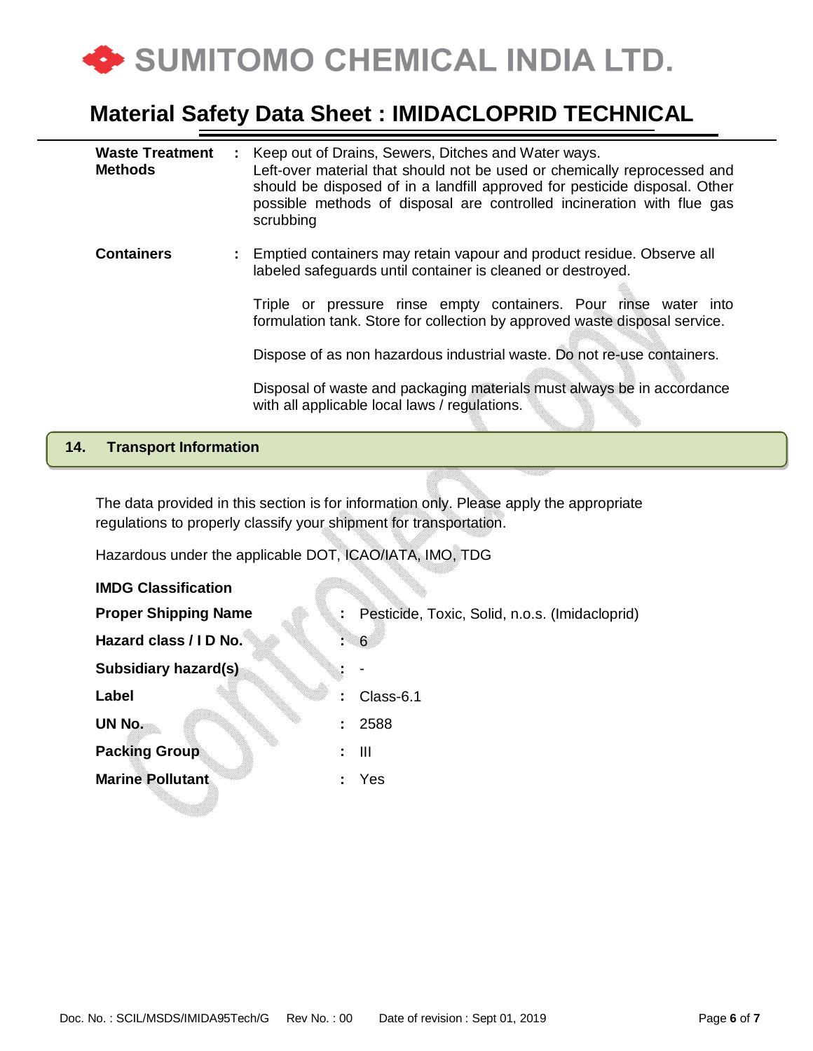| | | |
|---|---|---|
| **Waste Treatment Methods** | : | Keep out of Drains, Sewers, Ditches and Water ways. Left-over material that should not be used or chemically reprocessed and should be disposed of in a landfill approved for pesticide disposal. Other possible methods of disposal are controlled incineration with flue gas scrubbing |
| **Containers** | : | Emptied containers may retain vapour and product residue. Observe all labeled safeguards until container is cleaned or destroyed.<br><br>Triple or pressure rinse empty containers. Pour rinse water into formulation tank. Store for collection by approved waste disposal service.<br><br>Dispose of as non hazardous industrial waste. Do not re-use containers.<br><br>Disposal of waste and packaging materials must always be in accordance with all applicable local laws / regulations. |

## 14. Transport Information

The data provided in this section is for information only. Please apply the appropriate regulations to properly classify your shipment for transportation.

Hazardous under the applicable DOT, ICAO/IATA, IMO, TDG

**IMDG Classification**

| | | |
|---|---|---|
| **Proper Shipping Name** | : | Pesticide, Toxic, Solid, n.o.s. (Imidacloprid) |
| **Hazard class / I D No.** | : | 6 |
| **Subsidiary hazard(s)** | : | - |
| **Label** | : | Class-6.1 |
| **UN No.** | : | 2588 |
| **Packing Group** | : | III |
| **Marine Pollutant** | : | Yes |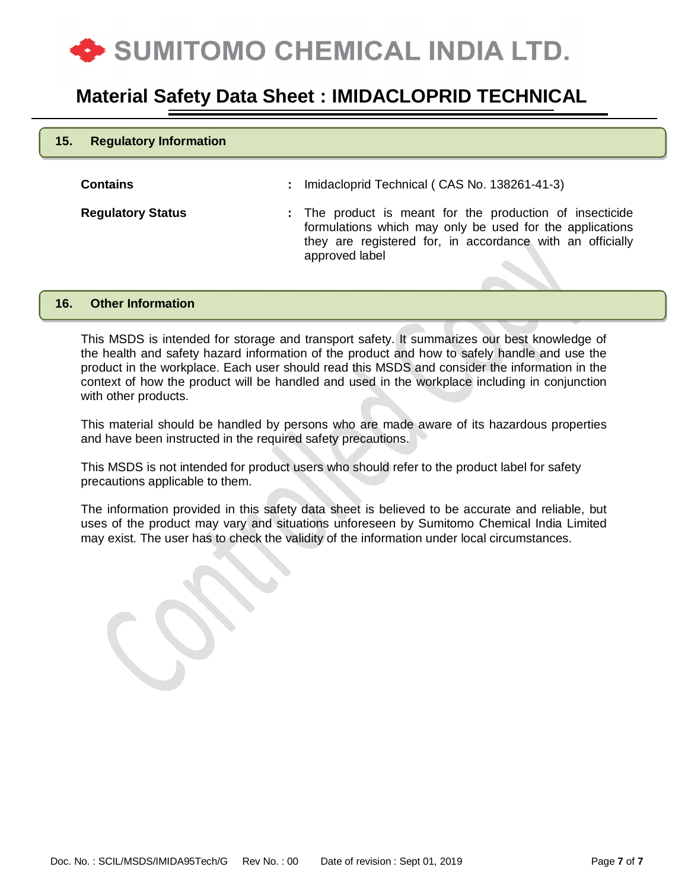## 15. Regulatory Information

| | | |
|---|---|---|
| **Contains** | : | Imidacloprid Technical ( CAS No. 138261-41-3) |
| **Regulatory Status** | : | The product is meant for the production of insecticide formulations which may only be used for the applications they are registered for, in accordance with an officially approved label |

## 16. Other Information

This MSDS is intended for storage and transport safety. It summarizes our best knowledge of the health and safety hazard information of the product and how to safely handle and use the product in the workplace. Each user should read this MSDS and consider the information in the context of how the product will be handled and used in the workplace including in conjunction with other products.

This material should be handled by persons who are made aware of its hazardous properties and have been instructed in the required safety precautions.

This MSDS is not intended for product users who should refer to the product label for safety precautions applicable to them.

The information provided in this safety data sheet is believed to be accurate and reliable, but uses of the product may vary and situations unforeseen by Sumitomo Chemical India Limited may exist. The user has to check the validity of the information under local circumstances.